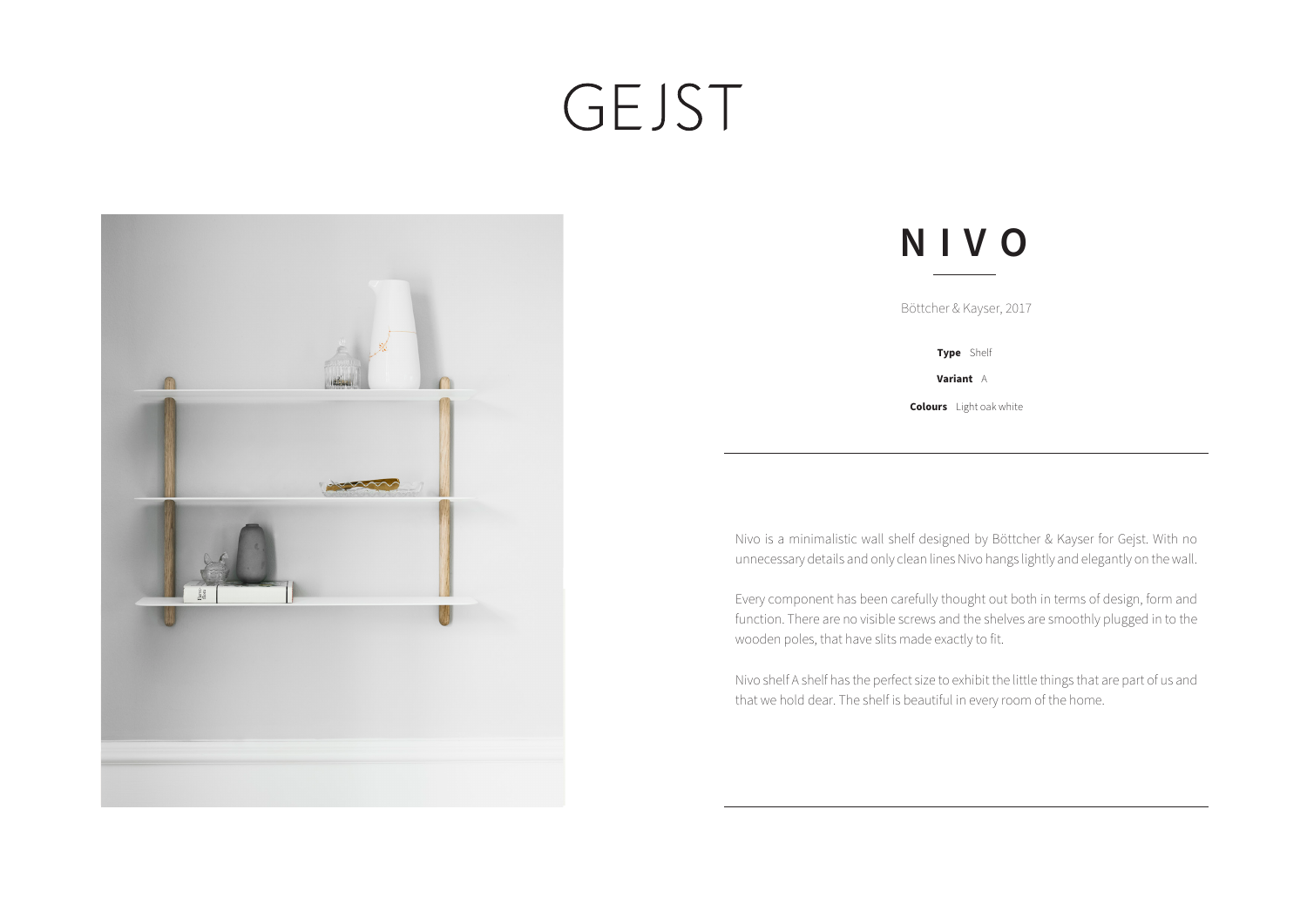# GEJST

## NIVO

Böttcher & Kayser, 2017

**Type** Shelf

**Variant** A

**Colours** Light oak white

Nivo is a minimalistic wall shelf designed by Böttcher & Kayser for Gejst. With no unnecessary details and only clean lines Nivo hangs lightly and elegantly on the wall.

Every component has been carefully thought out both in terms of design, form and function. There are no visible screws and the shelves are smoothly plugged in to the wooden poles, that have slits made exactly to fit.

Nivo shelf A shelf has the perfect size to exhibit the little things that are part of us and that we hold dear. The shelf is beautiful in every room of the home.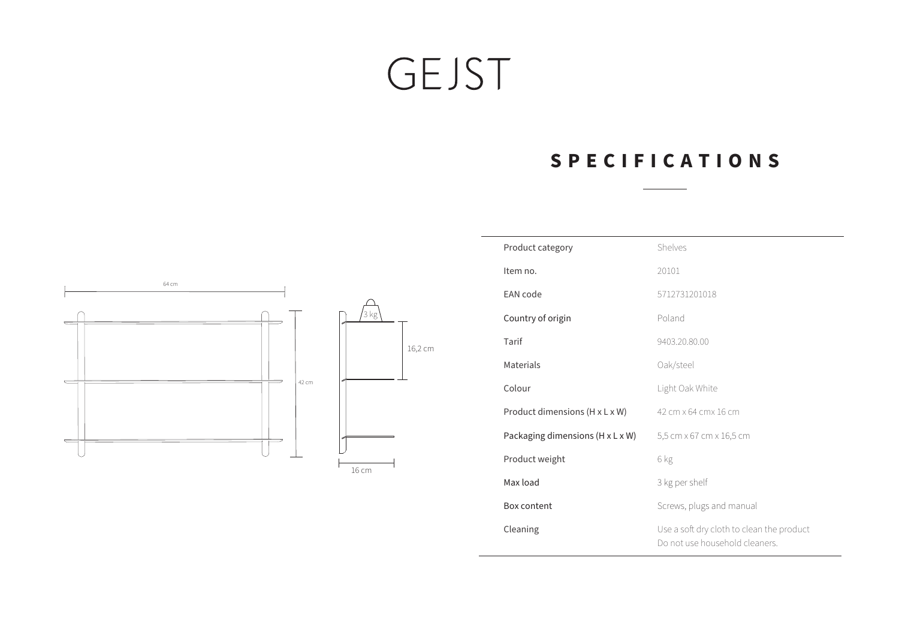# GEJST

## SPECIFICATIONS

64 cm

42 cm

3 kg

16,2 cm

16 cm

| | |
|---|---|
| Product category | Shelves |
| Item no. | 20101 |
| EAN code | 5712731201018 |
| Country of origin | Poland |
| Tarif | 9403.20.80.00 |
| Materials | Oak/steel |
| Colour | Light Oak White |
| Product dimensions (H x L x W) | 42 cm x 64 cmx 16 cm |
| Packaging dimensions (H x L x W) | 5,5 cm x 67 cm x 16,5 cm |
| Product weight | 6 kg |
| Max load | 3 kg per shelf |
| Box content | Screws, plugs and manual |
| Cleaning | Use a soft dry cloth to clean the product<br>Do not use household cleaners. |